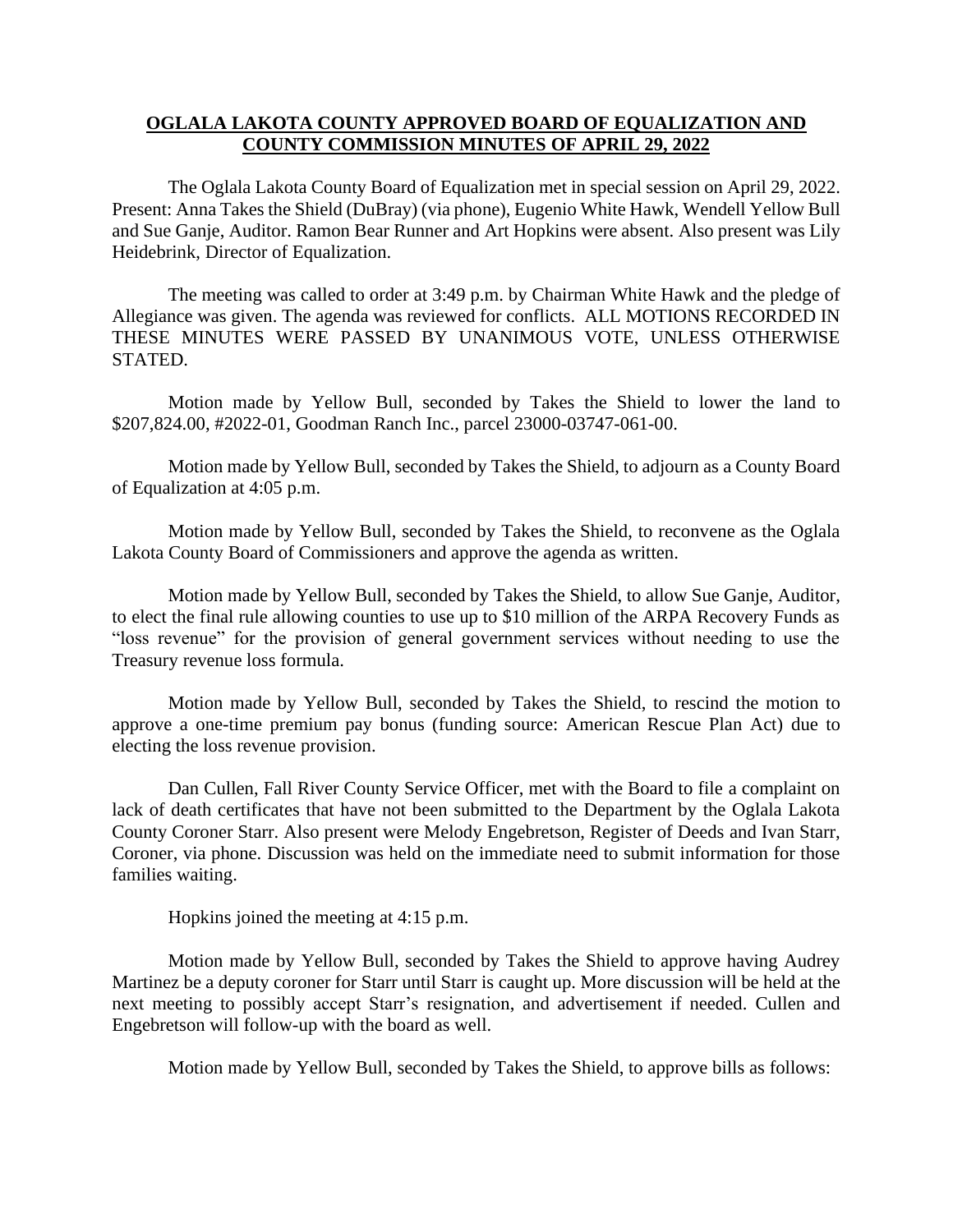# OGLALA LAKOTA COUNTY APPROVED BOARD OF EQUALIZATION AND COUNTY COMMISSION MINUTES OF APRIL 29, 2022

The Oglala Lakota County Board of Equalization met in special session on April 29, 2022. Present: Anna Takes the Shield (DuBray) (via phone), Eugenio White Hawk, Wendell Yellow Bull and Sue Ganje, Auditor. Ramon Bear Runner and Art Hopkins were absent. Also present was Lily Heidebrink, Director of Equalization.

The meeting was called to order at 3:49 p.m. by Chairman White Hawk and the pledge of Allegiance was given. The agenda was reviewed for conflicts. ALL MOTIONS RECORDED IN THESE MINUTES WERE PASSED BY UNANIMOUS VOTE, UNLESS OTHERWISE STATED.

Motion made by Yellow Bull, seconded by Takes the Shield to lower the land to $207,824.00, #2022-01, Goodman Ranch Inc., parcel 23000-03747-061-00.

Motion made by Yellow Bull, seconded by Takes the Shield, to adjourn as a County Board of Equalization at 4:05 p.m.

Motion made by Yellow Bull, seconded by Takes the Shield, to reconvene as the Oglala Lakota County Board of Commissioners and approve the agenda as written.

Motion made by Yellow Bull, seconded by Takes the Shield, to allow Sue Ganje, Auditor, to elect the final rule allowing counties to use up to $10 million of the ARPA Recovery Funds as "loss revenue" for the provision of general government services without needing to use the Treasury revenue loss formula.

Motion made by Yellow Bull, seconded by Takes the Shield, to rescind the motion to approve a one-time premium pay bonus (funding source: American Rescue Plan Act) due to electing the loss revenue provision.

Dan Cullen, Fall River County Service Officer, met with the Board to file a complaint on lack of death certificates that have not been submitted to the Department by the Oglala Lakota County Coroner Starr. Also present were Melody Engebretson, Register of Deeds and Ivan Starr, Coroner, via phone. Discussion was held on the immediate need to submit information for those families waiting.

Hopkins joined the meeting at 4:15 p.m.

Motion made by Yellow Bull, seconded by Takes the Shield to approve having Audrey Martinez be a deputy coroner for Starr until Starr is caught up. More discussion will be held at the next meeting to possibly accept Starr's resignation, and advertisement if needed. Cullen and Engebretson will follow-up with the board as well.

Motion made by Yellow Bull, seconded by Takes the Shield, to approve bills as follows: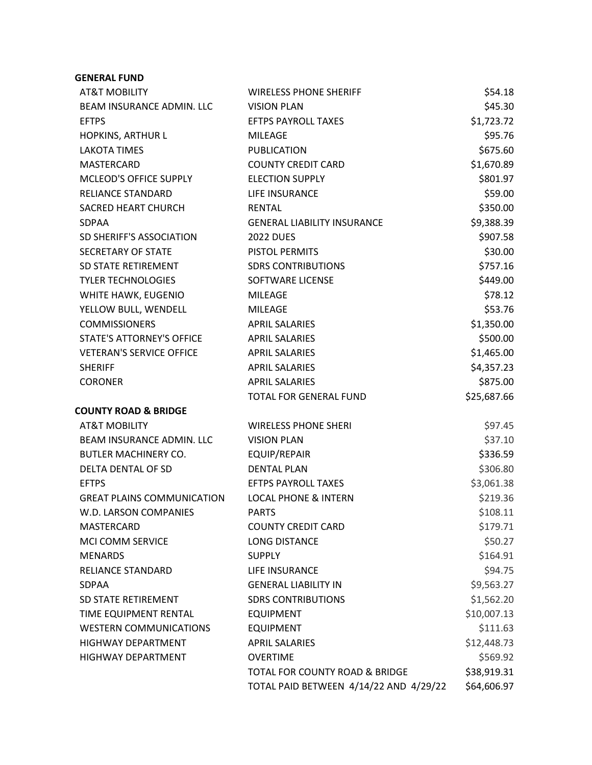**GENERAL FUND**

| | | |
|---|---|---|
| AT&T MOBILITY | WIRELESS PHONE SHERIFF | $54.18 |
| BEAM INSURANCE ADMIN. LLC | VISION PLAN | $45.30 |
| EFTPS | EFTPS PAYROLL TAXES | $1,723.72 |
| HOPKINS, ARTHUR L | MILEAGE | $95.76 |
| LAKOTA TIMES | PUBLICATION | $675.60 |
| MASTERCARD | COUNTY CREDIT CARD | $1,670.89 |
| MCLEOD'S OFFICE SUPPLY | ELECTION SUPPLY | $801.97 |
| RELIANCE STANDARD | LIFE INSURANCE | $59.00 |
| SACRED HEART CHURCH | RENTAL | $350.00 |
| SDPAA | GENERAL LIABILITY INSURANCE | $9,388.39 |
| SD SHERIFF'S ASSOCIATION | 2022 DUES | $907.58 |
| SECRETARY OF STATE | PISTOL PERMITS | $30.00 |
| SD STATE RETIREMENT | SDRS CONTRIBUTIONS | $757.16 |
| TYLER TECHNOLOGIES | SOFTWARE LICENSE | $449.00 |
| WHITE HAWK, EUGENIO | MILEAGE | $78.12 |
| YELLOW BULL, WENDELL | MILEAGE | $53.76 |
| COMMISSIONERS | APRIL SALARIES | $1,350.00 |
| STATE'S ATTORNEY'S OFFICE | APRIL SALARIES | $500.00 |
| VETERAN'S SERVICE OFFICE | APRIL SALARIES | $1,465.00 |
| SHERIFF | APRIL SALARIES | $4,357.23 |
| CORONER | APRIL SALARIES | $875.00 |
| | TOTAL FOR GENERAL FUND | $25,687.66 |

**COUNTY ROAD & BRIDGE**

| | | |
|---|---|---|
| AT&T MOBILITY | WIRELESS PHONE SHERI | $97.45 |
| BEAM INSURANCE ADMIN. LLC | VISION PLAN | $37.10 |
| BUTLER MACHINERY CO. | EQUIP/REPAIR | $336.59 |
| DELTA DENTAL OF SD | DENTAL PLAN | $306.80 |
| EFTPS | EFTPS PAYROLL TAXES | $3,061.38 |
| GREAT PLAINS COMMUNICATION | LOCAL PHONE & INTERN | $219.36 |
| W.D. LARSON COMPANIES | PARTS | $108.11 |
| MASTERCARD | COUNTY CREDIT CARD | $179.71 |
| MCI COMM SERVICE | LONG DISTANCE | $50.27 |
| MENARDS | SUPPLY | $164.91 |
| RELIANCE STANDARD | LIFE INSURANCE | $94.75 |
| SDPAA | GENERAL LIABILITY IN | $9,563.27 |
| SD STATE RETIREMENT | SDRS CONTRIBUTIONS | $1,562.20 |
| TIME EQUIPMENT RENTAL | EQUIPMENT | $10,007.13 |
| WESTERN COMMUNICATIONS | EQUIPMENT | $111.63 |
| HIGHWAY DEPARTMENT | APRIL SALARIES | $12,448.73 |
| HIGHWAY DEPARTMENT | OVERTIME | $569.92 |
| | TOTAL FOR COUNTY ROAD & BRIDGE | $38,919.31 |
| | TOTAL PAID BETWEEN 4/14/22 AND 4/29/22 | $64,606.97 |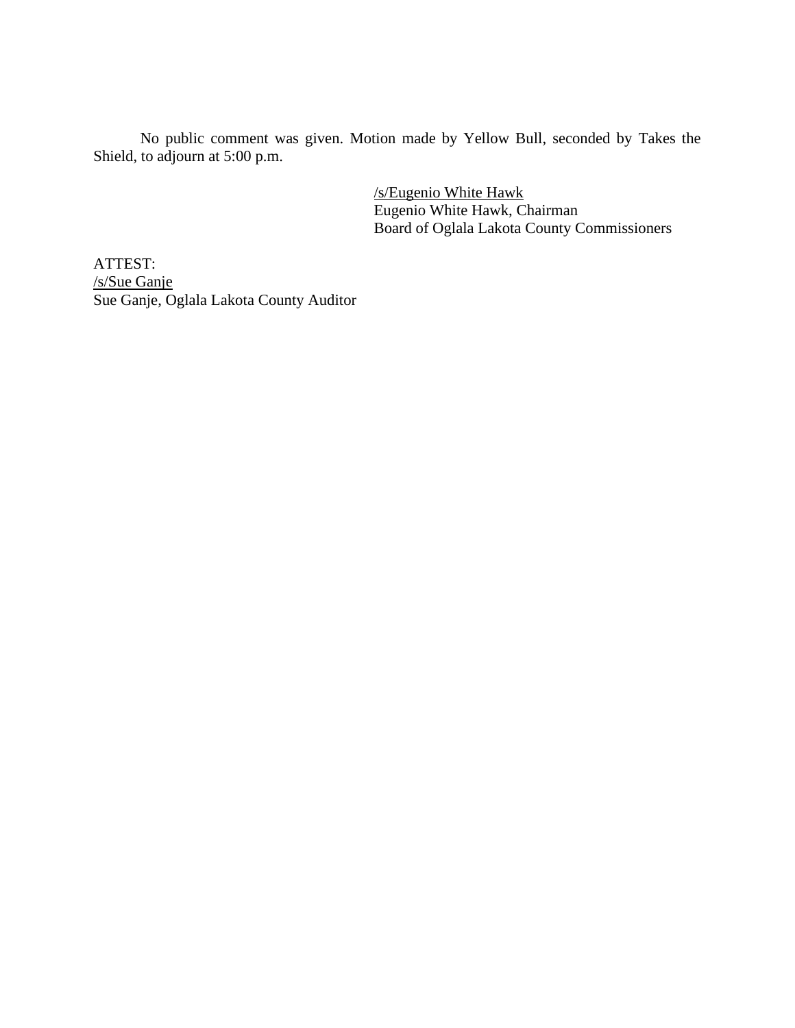No public comment was given. Motion made by Yellow Bull, seconded by Takes the Shield, to adjourn at 5:00 p.m.

/s/Eugenio White Hawk
Eugenio White Hawk, Chairman
Board of Oglala Lakota County Commissioners

ATTEST:
/s/Sue Ganje
Sue Ganje, Oglala Lakota County Auditor